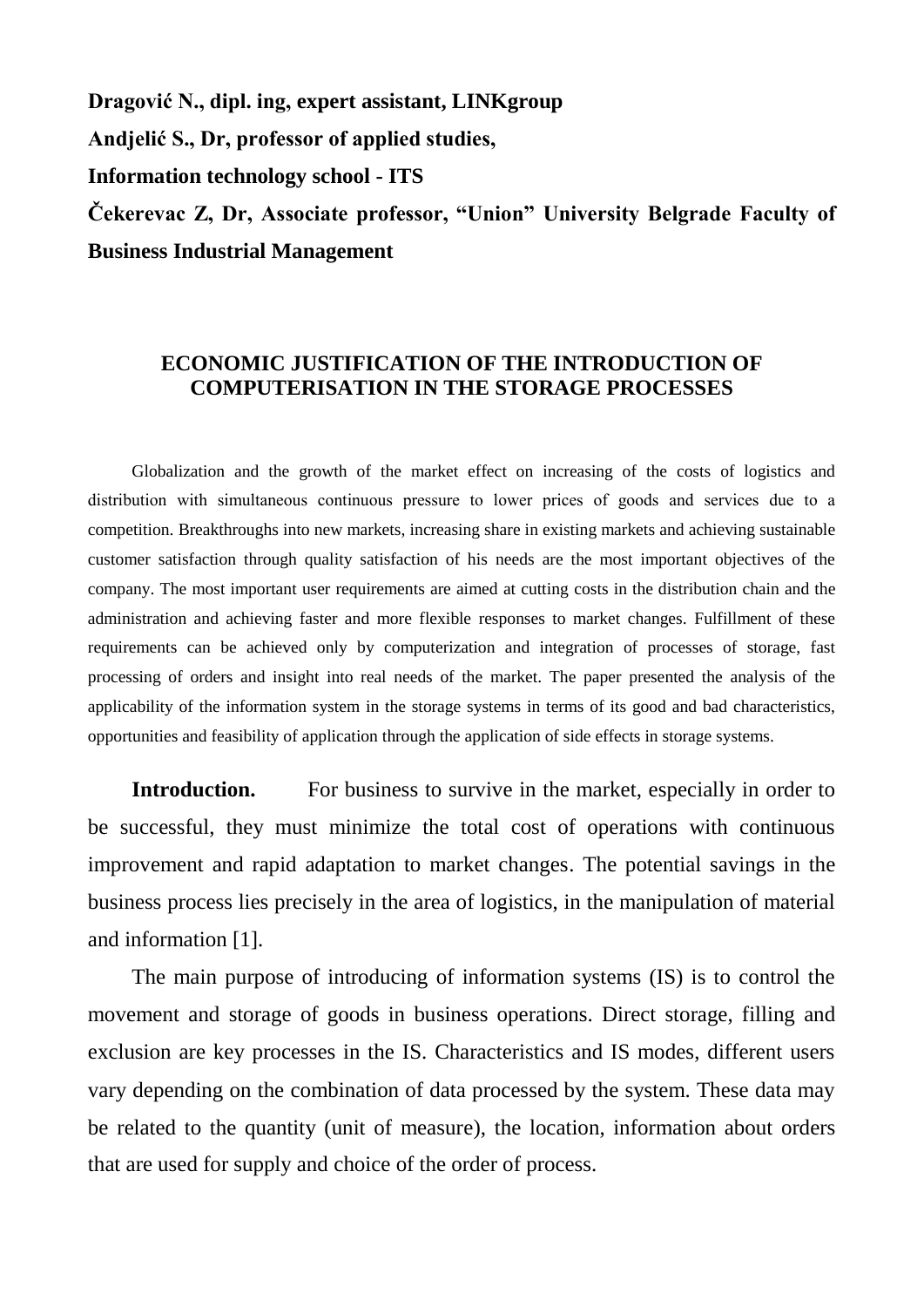**Dragović N., dipl. ing, expert assistant, LINKgroup**

**Andjelić S., Dr, professor of applied studies,**

**Information technology school - ITS**

**Čekerevac Z, Dr, Associate professor, "Union" University Belgrade Faculty of Business Industrial Management**

# ECONOMIC JUSTIFICATION OF THE INTRODUCTION OF COMPUTERISATION IN THE STORAGE PROCESSES

Globalization and the growth of the market effect on increasing of the costs of logistics and distribution with simultaneous continuous pressure to lower prices of goods and services due to a competition. Breakthroughs into new markets, increasing share in existing markets and achieving sustainable customer satisfaction through quality satisfaction of his needs are the most important objectives of the company. The most important user requirements are aimed at cutting costs in the distribution chain and the administration and achieving faster and more flexible responses to market changes. Fulfillment of these requirements can be achieved only by computerization and integration of processes of storage, fast processing of orders and insight into real needs of the market. The paper presented the analysis of the applicability of the information system in the storage systems in terms of its good and bad characteristics, opportunities and feasibility of application through the application of side effects in storage systems.

**Introduction.** For business to survive in the market, especially in order to be successful, they must minimize the total cost of operations with continuous improvement and rapid adaptation to market changes. The potential savings in the business process lies precisely in the area of logistics, in the manipulation of material and information [1].

The main purpose of introducing of information systems (IS) is to control the movement and storage of goods in business operations. Direct storage, filling and exclusion are key processes in the IS. Characteristics and IS modes, different users vary depending on the combination of data processed by the system. These data may be related to the quantity (unit of measure), the location, information about orders that are used for supply and choice of the order of process.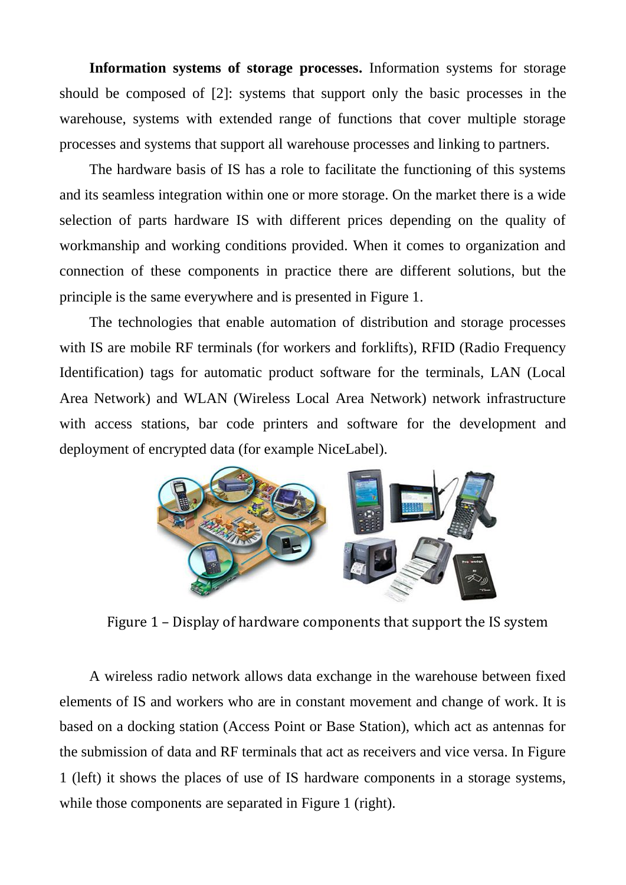**Information systems of storage processes.** Information systems for storage should be composed of [2]: systems that support only the basic processes in the warehouse, systems with extended range of functions that cover multiple storage processes and systems that support all warehouse processes and linking to partners.

The hardware basis of IS has a role to facilitate the functioning of this systems and its seamless integration within one or more storage. On the market there is a wide selection of parts hardware IS with different prices depending on the quality of workmanship and working conditions provided. When it comes to organization and connection of these components in practice there are different solutions, but the principle is the same everywhere and is presented in Figure 1.

The technologies that enable automation of distribution and storage processes with IS are mobile RF terminals (for workers and forklifts), RFID (Radio Frequency Identification) tags for automatic product software for the terminals, LAN (Local Area Network) and WLAN (Wireless Local Area Network) network infrastructure with access stations, bar code printers and software for the development and deployment of encrypted data (for example NiceLabel).

Figure 1 – Display of hardware components that support the IS system

A wireless radio network allows data exchange in the warehouse between fixed elements of IS and workers who are in constant movement and change of work. It is based on a docking station (Access Point or Base Station), which act as antennas for the submission of data and RF terminals that act as receivers and vice versa. In Figure 1 (left) it shows the places of use of IS hardware components in a storage systems, while those components are separated in Figure 1 (right).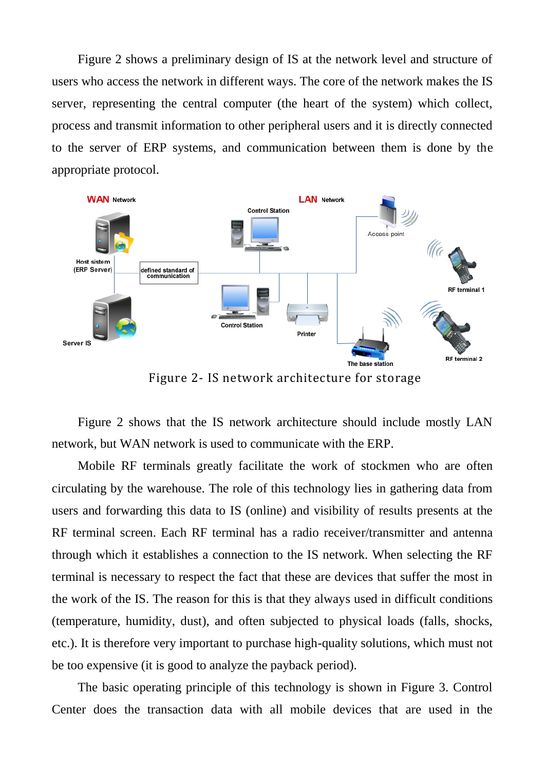Figure 2 shows a preliminary design of IS at the network level and structure of users who access the network in different ways. The core of the network makes the IS server, representing the central computer (the heart of the system) which collect, process and transmit information to other peripheral users and it is directly connected to the server of ERP systems, and communication between them is done by the appropriate protocol.

Figure 2- IS network architecture for storage

Figure 2 shows that the IS network architecture should include mostly LAN network, but WAN network is used to communicate with the ERP.

Mobile RF terminals greatly facilitate the work of stockmen who are often circulating by the warehouse. The role of this technology lies in gathering data from users and forwarding this data to IS (online) and visibility of results presents at the RF terminal screen. Each RF terminal has a radio receiver/transmitter and antenna through which it establishes a connection to the IS network. When selecting the RF terminal is necessary to respect the fact that these are devices that suffer the most in the work of the IS. The reason for this is that they always used in difficult conditions (temperature, humidity, dust), and often subjected to physical loads (falls, shocks, etc.). It is therefore very important to purchase high-quality solutions, which must not be too expensive (it is good to analyze the payback period).

The basic operating principle of this technology is shown in Figure 3. Control Center does the transaction data with all mobile devices that are used in the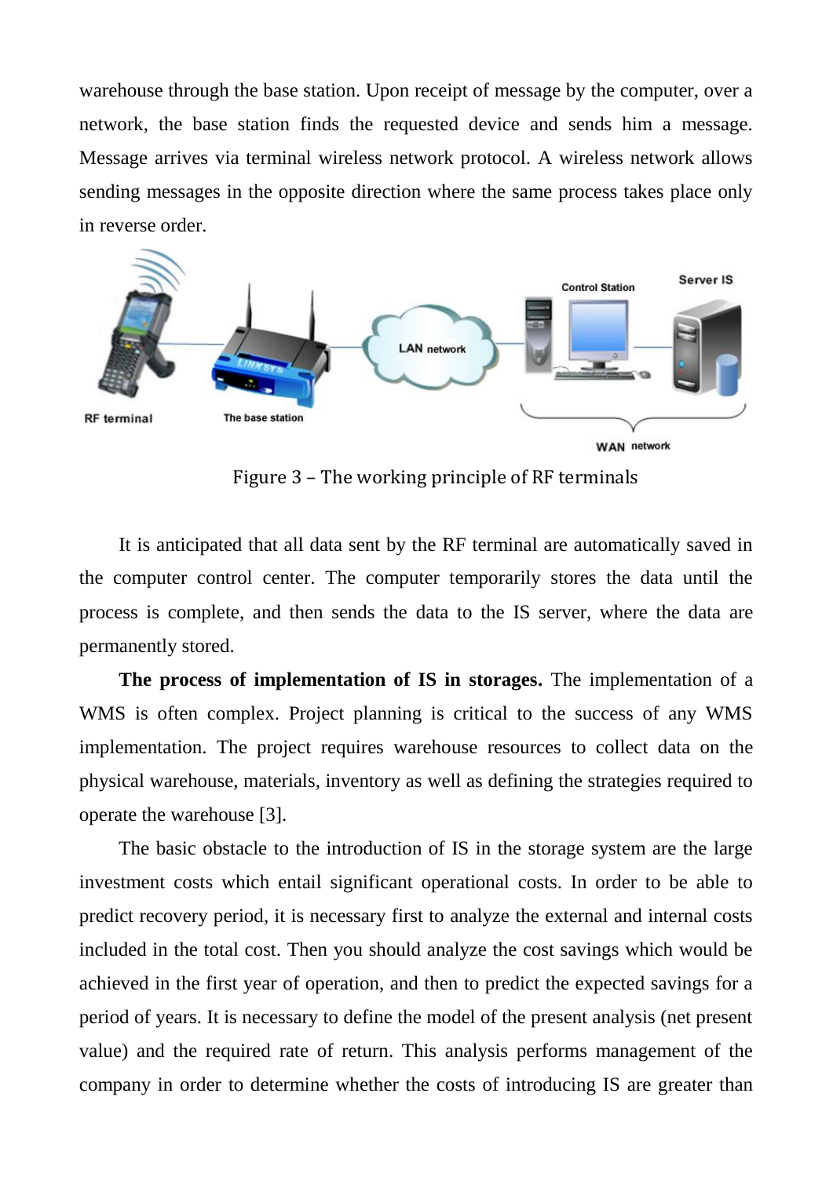warehouse through the base station. Upon receipt of message by the computer, over a network, the base station finds the requested device and sends him a message. Message arrives via terminal wireless network protocol. A wireless network allows sending messages in the opposite direction where the same process takes place only in reverse order.

Figure 3 – The working principle of RF terminals

It is anticipated that all data sent by the RF terminal are automatically saved in the computer control center. The computer temporarily stores the data until the process is complete, and then sends the data to the IS server, where the data are permanently stored.

**The process of implementation of IS in storages.** The implementation of a WMS is often complex. Project planning is critical to the success of any WMS implementation. The project requires warehouse resources to collect data on the physical warehouse, materials, inventory as well as defining the strategies required to operate the warehouse [3].

The basic obstacle to the introduction of IS in the storage system are the large investment costs which entail significant operational costs. In order to be able to predict recovery period, it is necessary first to analyze the external and internal costs included in the total cost. Then you should analyze the cost savings which would be achieved in the first year of operation, and then to predict the expected savings for a period of years. It is necessary to define the model of the present analysis (net present value) and the required rate of return. This analysis performs management of the company in order to determine whether the costs of introducing IS are greater than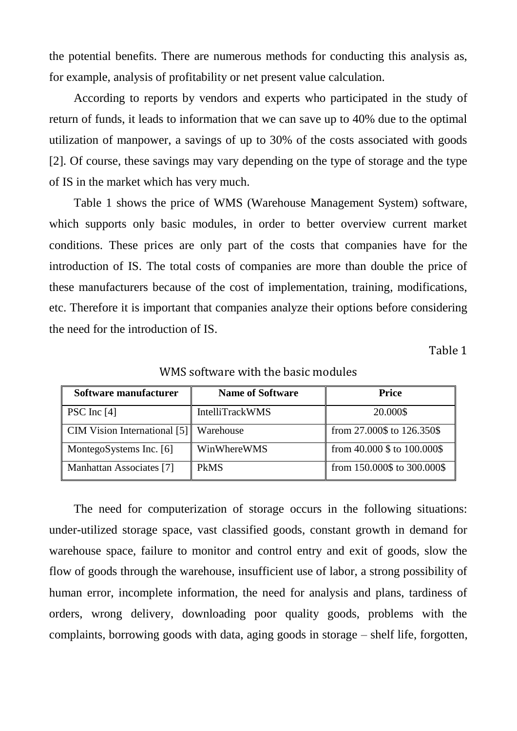the potential benefits. There are numerous methods for conducting this analysis as, for example, analysis of profitability or net present value calculation.

According to reports by vendors and experts who participated in the study of return of funds, it leads to information that we can save up to 40% due to the optimal utilization of manpower, a savings of up to 30% of the costs associated with goods [2]. Of course, these savings may vary depending on the type of storage and the type of IS in the market which has very much.

Table 1 shows the price of WMS (Warehouse Management System) software, which supports only basic modules, in order to better overview current market conditions. These prices are only part of the costs that companies have for the introduction of IS. The total costs of companies are more than double the price of these manufacturers because of the cost of implementation, training, modifications, etc. Therefore it is important that companies analyze their options before considering the need for the introduction of IS.

Table 1

WMS software with the basic modules

| Software manufacturer | Name of Software | Price |
|---|---|---|
| PSC Inc [4] | IntelliTrackWMS | 20.000$ |
| CIM Vision International [5] | Warehouse | from 27.000$ to 126.350$ |
| MontegoSystems Inc. [6] | WinWhereWMS | from 40.000 $ to 100.000$ |
| Manhattan Associates [7] | PkMS | from 150.000$ to 300.000$ |

The need for computerization of storage occurs in the following situations: under-utilized storage space, vast classified goods, constant growth in demand for warehouse space, failure to monitor and control entry and exit of goods, slow the flow of goods through the warehouse, insufficient use of labor, a strong possibility of human error, incomplete information, the need for analysis and plans, tardiness of orders, wrong delivery, downloading poor quality goods, problems with the complaints, borrowing goods with data, aging goods in storage – shelf life, forgotten,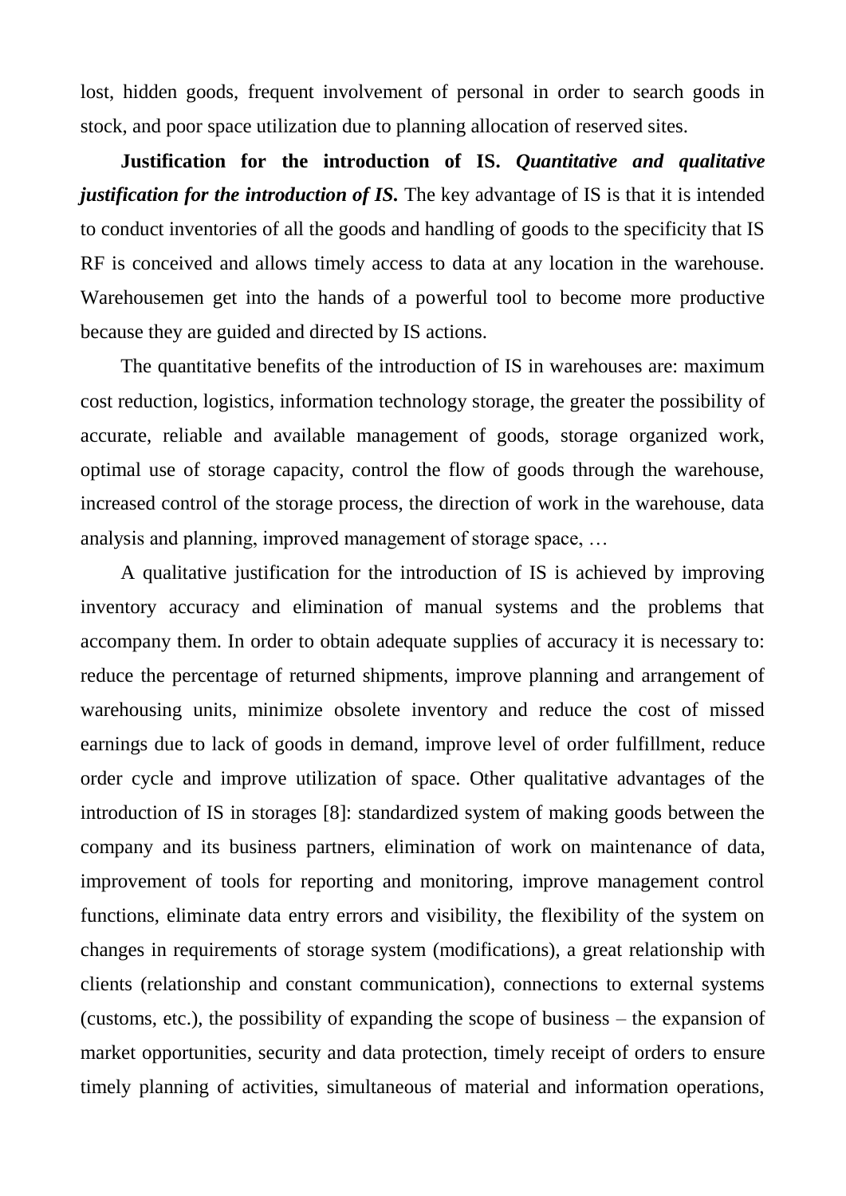lost, hidden goods, frequent involvement of personal in order to search goods in stock, and poor space utilization due to planning allocation of reserved sites.

**Justification for the introduction of IS.** ***Quantitative and qualitative justification for the introduction of IS.*** The key advantage of IS is that it is intended to conduct inventories of all the goods and handling of goods to the specificity that IS RF is conceived and allows timely access to data at any location in the warehouse. Warehousemen get into the hands of a powerful tool to become more productive because they are guided and directed by IS actions.

The quantitative benefits of the introduction of IS in warehouses are: maximum cost reduction, logistics, information technology storage, the greater the possibility of accurate, reliable and available management of goods, storage organized work, optimal use of storage capacity, control the flow of goods through the warehouse, increased control of the storage process, the direction of work in the warehouse, data analysis and planning, improved management of storage space, …

A qualitative justification for the introduction of IS is achieved by improving inventory accuracy and elimination of manual systems and the problems that accompany them. In order to obtain adequate supplies of accuracy it is necessary to: reduce the percentage of returned shipments, improve planning and arrangement of warehousing units, minimize obsolete inventory and reduce the cost of missed earnings due to lack of goods in demand, improve level of order fulfillment, reduce order cycle and improve utilization of space. Other qualitative advantages of the introduction of IS in storages [8]: standardized system of making goods between the company and its business partners, elimination of work on maintenance of data, improvement of tools for reporting and monitoring, improve management control functions, eliminate data entry errors and visibility, the flexibility of the system on changes in requirements of storage system (modifications), a great relationship with clients (relationship and constant communication), connections to external systems (customs, etc.), the possibility of expanding the scope of business – the expansion of market opportunities, security and data protection, timely receipt of orders to ensure timely planning of activities, simultaneous of material and information operations,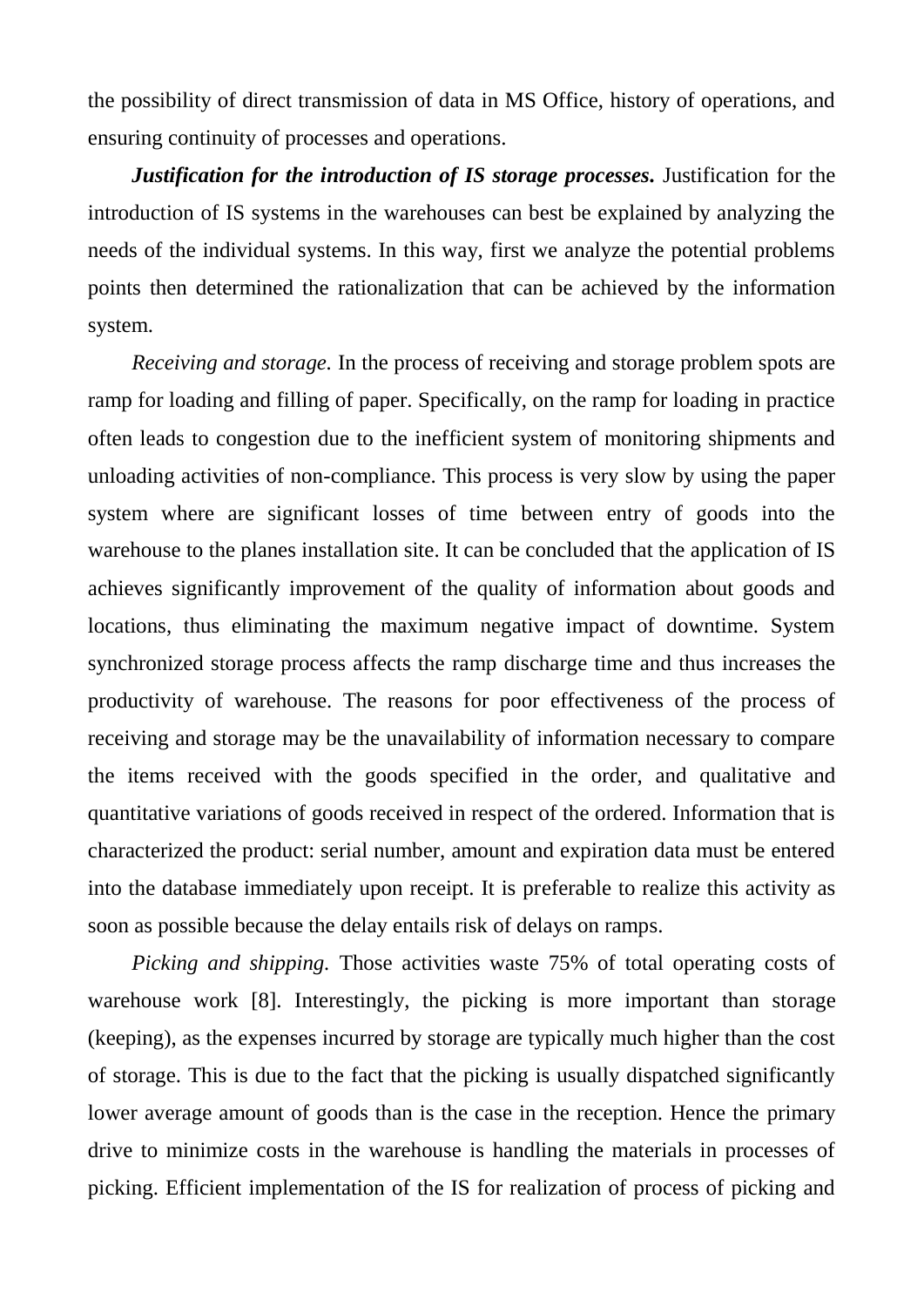the possibility of direct transmission of data in MS Office, history of operations, and ensuring continuity of processes and operations.

***Justification for the introduction of IS storage processes.*** Justification for the introduction of IS systems in the warehouses can best be explained by analyzing the needs of the individual systems. In this way, first we analyze the potential problems points then determined the rationalization that can be achieved by the information system.

*Receiving and storage.* In the process of receiving and storage problem spots are ramp for loading and filling of paper. Specifically, on the ramp for loading in practice often leads to congestion due to the inefficient system of monitoring shipments and unloading activities of non-compliance. This process is very slow by using the paper system where are significant losses of time between entry of goods into the warehouse to the planes installation site. It can be concluded that the application of IS achieves significantly improvement of the quality of information about goods and locations, thus eliminating the maximum negative impact of downtime. System synchronized storage process affects the ramp discharge time and thus increases the productivity of warehouse. The reasons for poor effectiveness of the process of receiving and storage may be the unavailability of information necessary to compare the items received with the goods specified in the order, and qualitative and quantitative variations of goods received in respect of the ordered. Information that is characterized the product: serial number, amount and expiration data must be entered into the database immediately upon receipt. It is preferable to realize this activity as soon as possible because the delay entails risk of delays on ramps.

*Picking and shipping.* Those activities waste 75% of total operating costs of warehouse work [8]. Interestingly, the picking is more important than storage (keeping), as the expenses incurred by storage are typically much higher than the cost of storage. This is due to the fact that the picking is usually dispatched significantly lower average amount of goods than is the case in the reception. Hence the primary drive to minimize costs in the warehouse is handling the materials in processes of picking. Efficient implementation of the IS for realization of process of picking and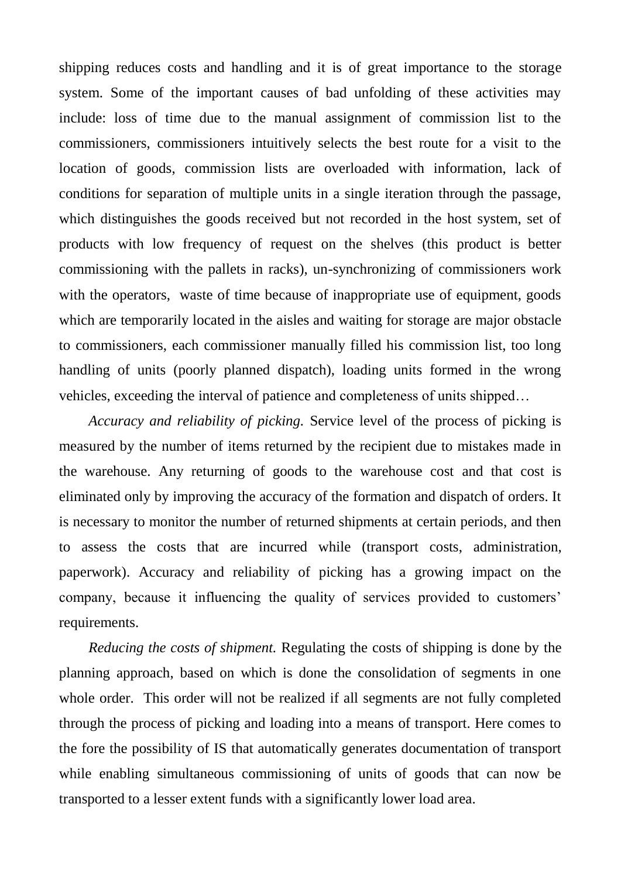shipping reduces costs and handling and it is of great importance to the storage system. Some of the important causes of bad unfolding of these activities may include: loss of time due to the manual assignment of commission list to the commissioners, commissioners intuitively selects the best route for a visit to the location of goods, commission lists are overloaded with information, lack of conditions for separation of multiple units in a single iteration through the passage, which distinguishes the goods received but not recorded in the host system, set of products with low frequency of request on the shelves (this product is better commissioning with the pallets in racks), un-synchronizing of commissioners work with the operators, waste of time because of inappropriate use of equipment, goods which are temporarily located in the aisles and waiting for storage are major obstacle to commissioners, each commissioner manually filled his commission list, too long handling of units (poorly planned dispatch), loading units formed in the wrong vehicles, exceeding the interval of patience and completeness of units shipped…

*Accuracy and reliability of picking.* Service level of the process of picking is measured by the number of items returned by the recipient due to mistakes made in the warehouse. Any returning of goods to the warehouse cost and that cost is eliminated only by improving the accuracy of the formation and dispatch of orders. It is necessary to monitor the number of returned shipments at certain periods, and then to assess the costs that are incurred while (transport costs, administration, paperwork). Accuracy and reliability of picking has a growing impact on the company, because it influencing the quality of services provided to customers' requirements.

*Reducing the costs of shipment.* Regulating the costs of shipping is done by the planning approach, based on which is done the consolidation of segments in one whole order. This order will not be realized if all segments are not fully completed through the process of picking and loading into a means of transport. Here comes to the fore the possibility of IS that automatically generates documentation of transport while enabling simultaneous commissioning of units of goods that can now be transported to a lesser extent funds with a significantly lower load area.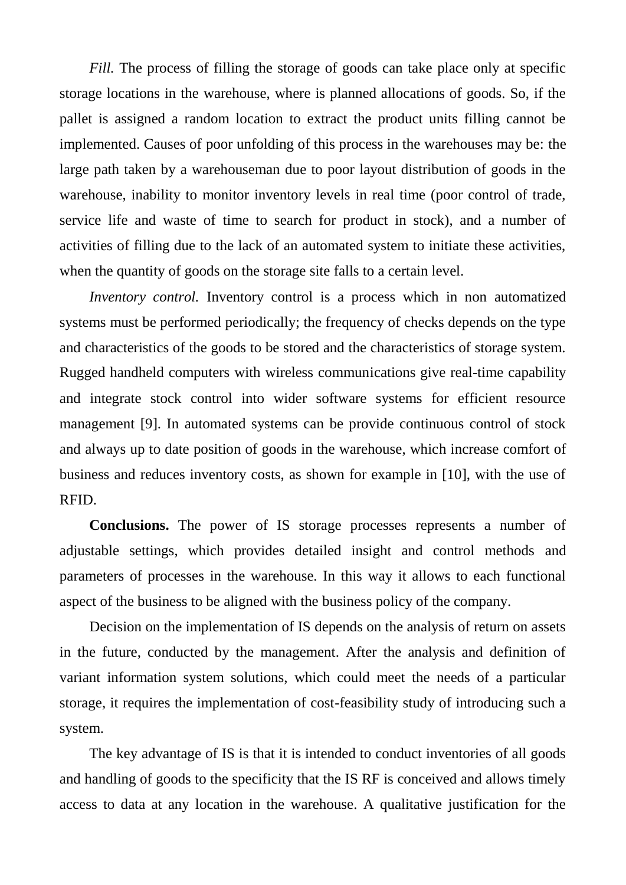*Fill.* The process of filling the storage of goods can take place only at specific storage locations in the warehouse, where is planned allocations of goods. So, if the pallet is assigned a random location to extract the product units filling cannot be implemented. Causes of poor unfolding of this process in the warehouses may be: the large path taken by a warehouseman due to poor layout distribution of goods in the warehouse, inability to monitor inventory levels in real time (poor control of trade, service life and waste of time to search for product in stock), and a number of activities of filling due to the lack of an automated system to initiate these activities, when the quantity of goods on the storage site falls to a certain level.

*Inventory control.* Inventory control is a process which in non automatized systems must be performed periodically; the frequency of checks depends on the type and characteristics of the goods to be stored and the characteristics of storage system. Rugged handheld computers with wireless communications give real-time capability and integrate stock control into wider software systems for efficient resource management [9]. In automated systems can be provide continuous control of stock and always up to date position of goods in the warehouse, which increase comfort of business and reduces inventory costs, as shown for example in [10], with the use of RFID.

**Conclusions.** The power of IS storage processes represents a number of adjustable settings, which provides detailed insight and control methods and parameters of processes in the warehouse. In this way it allows to each functional aspect of the business to be aligned with the business policy of the company.

Decision on the implementation of IS depends on the analysis of return on assets in the future, conducted by the management. After the analysis and definition of variant information system solutions, which could meet the needs of a particular storage, it requires the implementation of cost-feasibility study of introducing such a system.

The key advantage of IS is that it is intended to conduct inventories of all goods and handling of goods to the specificity that the IS RF is conceived and allows timely access to data at any location in the warehouse. A qualitative justification for the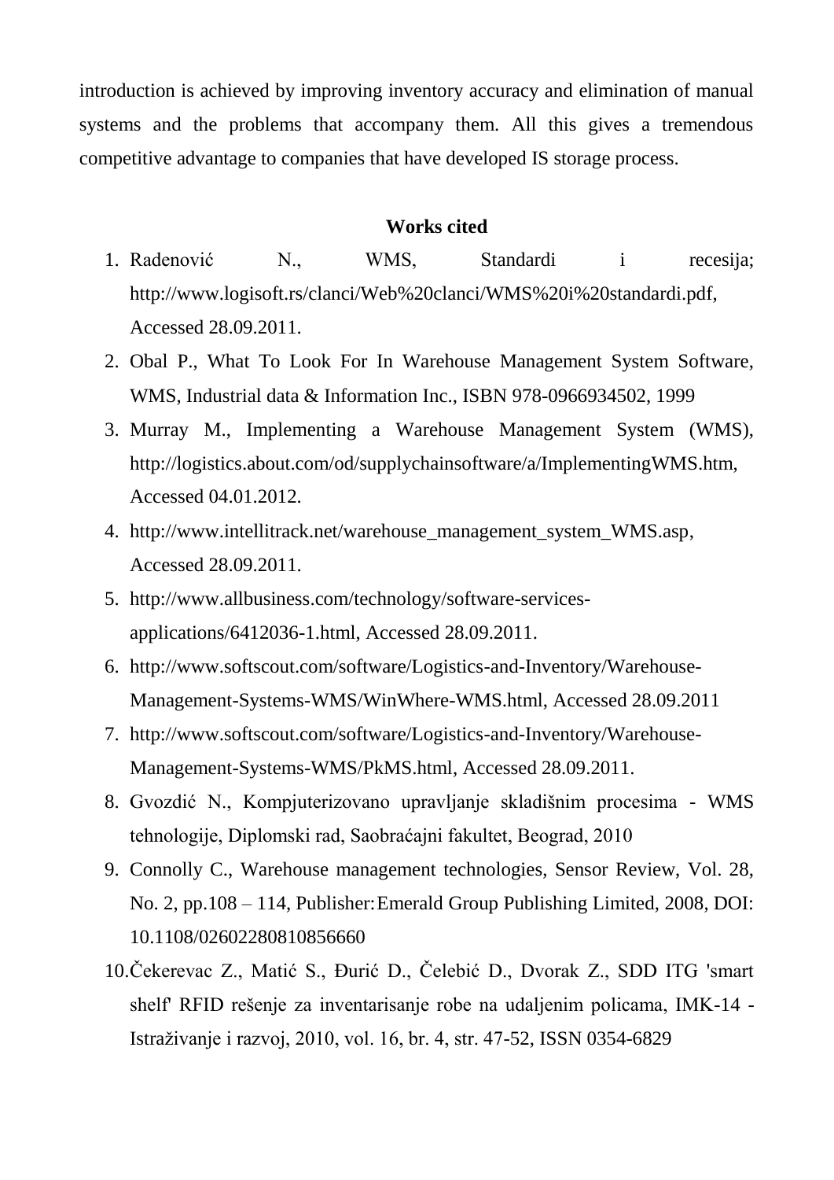introduction is achieved by improving inventory accuracy and elimination of manual systems and the problems that accompany them. All this gives a tremendous competitive advantage to companies that have developed IS storage process.

## Works cited

1. Radenović N., WMS, Standardi i recesija; http://www.logisoft.rs/clanci/Web%20clanci/WMS%20i%20standardi.pdf, Accessed 28.09.2011.
2. Obal P., What To Look For In Warehouse Management System Software, WMS, Industrial data & Information Inc., ISBN 978-0966934502, 1999
3. Murray M., Implementing a Warehouse Management System (WMS), http://logistics.about.com/od/supplychainsoftware/a/ImplementingWMS.htm, Accessed 04.01.2012.
4. http://www.intellitrack.net/warehouse_management_system_WMS.asp, Accessed 28.09.2011.
5. http://www.allbusiness.com/technology/software-services-applications/6412036-1.html, Accessed 28.09.2011.
6. http://www.softscout.com/software/Logistics-and-Inventory/Warehouse-Management-Systems-WMS/WinWhere-WMS.html, Accessed 28.09.2011
7. http://www.softscout.com/software/Logistics-and-Inventory/Warehouse-Management-Systems-WMS/PkMS.html, Accessed 28.09.2011.
8. Gvozdić N., Kompjuterizovano upravljanje skladišnim procesima - WMS tehnologije, Diplomski rad, Saobraćajni fakultet, Beograd, 2010
9. Connolly C., Warehouse management technologies, Sensor Review, Vol. 28, No. 2, pp.108 – 114, Publisher: Emerald Group Publishing Limited, 2008, DOI: 10.1108/02602280810856660
10. Čekerevac Z., Matić S., Đurić D., Čelebić D., Dvorak Z., SDD ITG 'smart shelf' RFID rešenje za inventarisanje robe na udaljenim policama, IMK-14 - Istraživanje i razvoj, 2010, vol. 16, br. 4, str. 47-52, ISSN 0354-6829